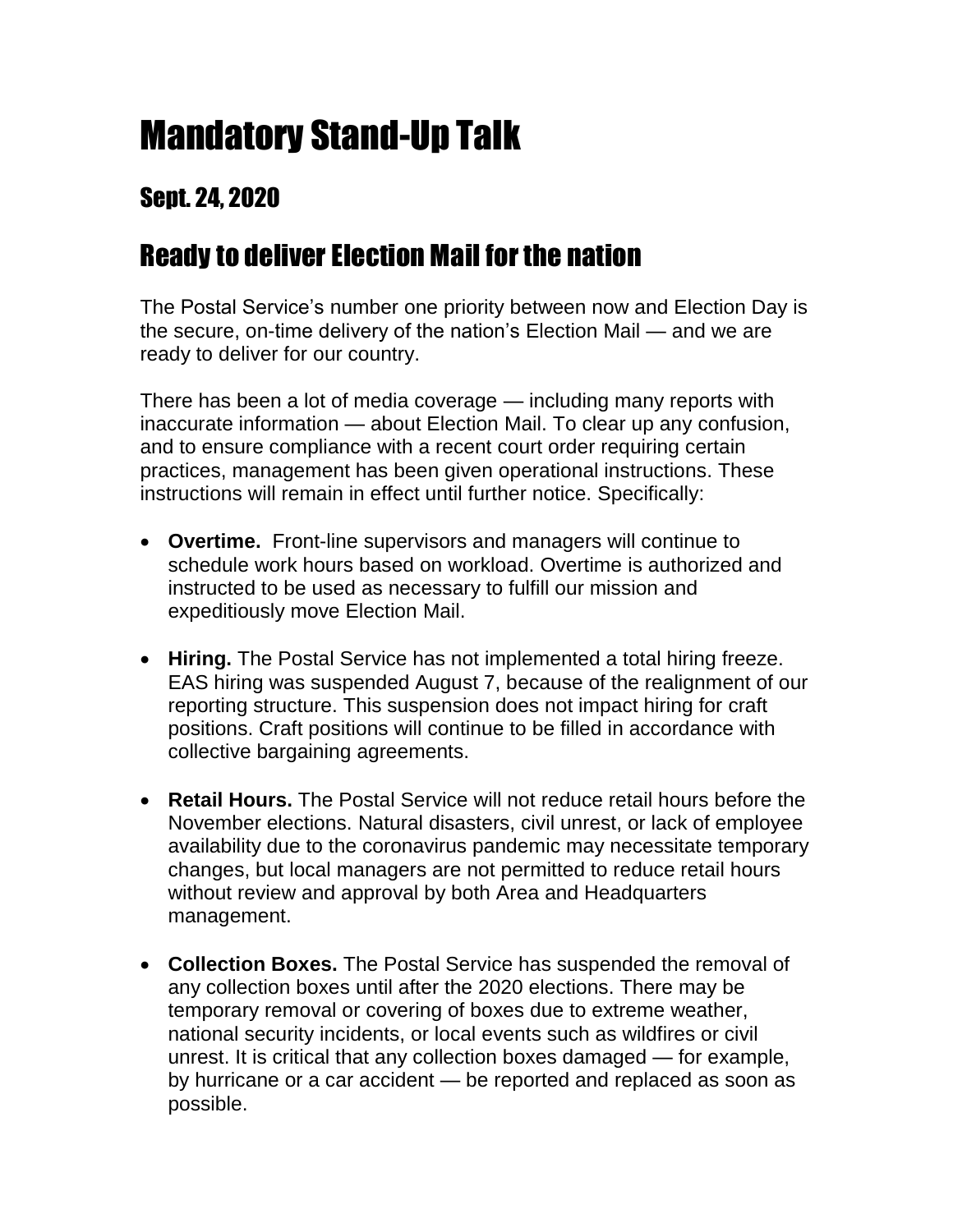# Mandatory Stand-Up Talk

## Sept. 24, 2020

## Ready to deliver Election Mail for the nation

The Postal Service's number one priority between now and Election Day is the secure, on-time delivery of the nation's Election Mail — and we are ready to deliver for our country.

There has been a lot of media coverage — including many reports with inaccurate information — about Election Mail. To clear up any confusion, and to ensure compliance with a recent court order requiring certain practices, management has been given operational instructions. These instructions will remain in effect until further notice. Specifically:

- **Overtime.** Front-line supervisors and managers will continue to schedule work hours based on workload. Overtime is authorized and instructed to be used as necessary to fulfill our mission and expeditiously move Election Mail.
- **Hiring.** The Postal Service has not implemented a total hiring freeze. EAS hiring was suspended August 7, because of the realignment of our reporting structure. This suspension does not impact hiring for craft positions. Craft positions will continue to be filled in accordance with collective bargaining agreements.
- **Retail Hours.** The Postal Service will not reduce retail hours before the November elections. Natural disasters, civil unrest, or lack of employee availability due to the coronavirus pandemic may necessitate temporary changes, but local managers are not permitted to reduce retail hours without review and approval by both Area and Headquarters management.
- **Collection Boxes.** The Postal Service has suspended the removal of any collection boxes until after the 2020 elections. There may be temporary removal or covering of boxes due to extreme weather, national security incidents, or local events such as wildfires or civil unrest. It is critical that any collection boxes damaged — for example, by hurricane or a car accident — be reported and replaced as soon as possible.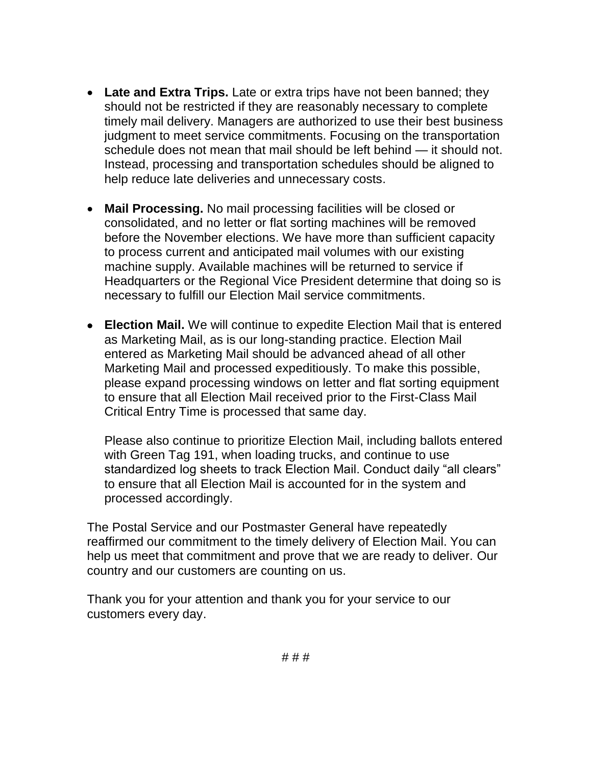- **Late and Extra Trips.** Late or extra trips have not been banned; they should not be restricted if they are reasonably necessary to complete timely mail delivery. Managers are authorized to use their best business judgment to meet service commitments. Focusing on the transportation schedule does not mean that mail should be left behind — it should not. Instead, processing and transportation schedules should be aligned to help reduce late deliveries and unnecessary costs.

- **Mail Processing.** No mail processing facilities will be closed or consolidated, and no letter or flat sorting machines will be removed before the November elections. We have more than sufficient capacity to process current and anticipated mail volumes with our existing machine supply. Available machines will be returned to service if Headquarters or the Regional Vice President determine that doing so is necessary to fulfill our Election Mail service commitments.

- **Election Mail.** We will continue to expedite Election Mail that is entered as Marketing Mail, as is our long-standing practice. Election Mail entered as Marketing Mail should be advanced ahead of all other Marketing Mail and processed expeditiously. To make this possible, please expand processing windows on letter and flat sorting equipment to ensure that all Election Mail received prior to the First-Class Mail Critical Entry Time is processed that same day.

  Please also continue to prioritize Election Mail, including ballots entered with Green Tag 191, when loading trucks, and continue to use standardized log sheets to track Election Mail. Conduct daily "all clears" to ensure that all Election Mail is accounted for in the system and processed accordingly.

The Postal Service and our Postmaster General have repeatedly reaffirmed our commitment to the timely delivery of Election Mail. You can help us meet that commitment and prove that we are ready to deliver. Our country and our customers are counting on us.

Thank you for your attention and thank you for your service to our customers every day.

# # #